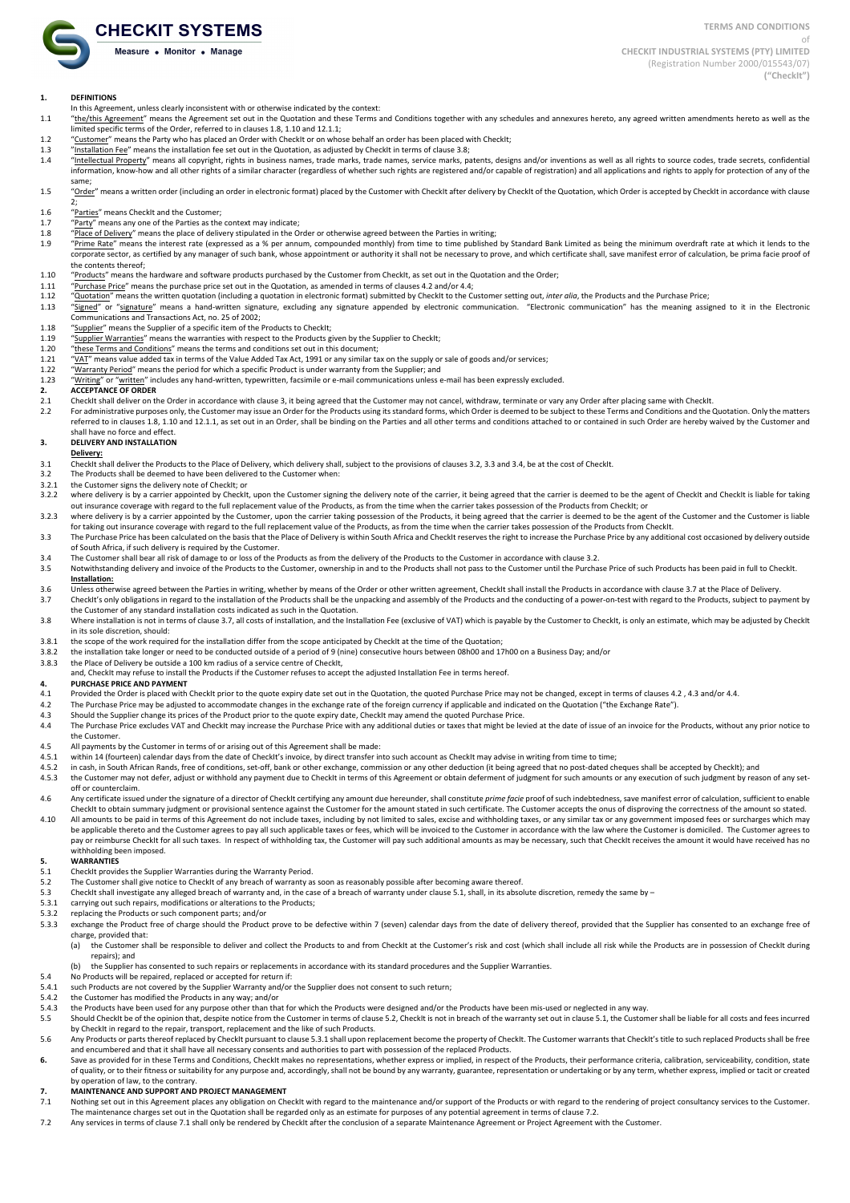**CHECKIT SYSTEMS**

Measure • Monitor • Manage

**TERMS AND CONDITIONS**
of
**CHECKIT INDUSTRIAL SYSTEMS (PTY) LIMITED**
(Registration Number 2000/015543/07)
**("CheckIt")**

## 1. DEFINITIONS

In this Agreement, unless clearly inconsistent with or otherwise indicated by the context:

1.1 "the/this Agreement" means the Agreement set out in the Quotation and these Terms and Conditions together with any schedules and annexures hereto, any agreed written amendments hereto as well as the limited specific terms of the Order, referred to in clauses 1.8, 1.10 and 12.1.1;

1.2 "Customer" means the Party who has placed an Order with CheckIt or on whose behalf an order has been placed with CheckIt;

1.3 "Installation Fee" means the installation fee set out in the Quotation, as adjusted by CheckIt in terms of clause 3.8;

1.4 "Intellectual Property" means all copyright, rights in business names, trade marks, trade names, service marks, patents, designs and/or inventions as well as all rights to source codes, trade secrets, confidential information, know-how and all other rights of a similar character (regardless of whether such rights are registered and/or capable of registration) and all applications and rights to apply for protection of any of the same;

1.5 "Order" means a written order (including an order in electronic format) placed by the Customer with CheckIt after delivery by CheckIt of the Quotation, which Order is accepted by CheckIt in accordance with clause 2;

1.6 "Parties" means CheckIt and the Customer;

1.7 "Party" means any one of the Parties as the context may indicate;

1.8 "Place of Delivery" means the place of delivery stipulated in the Order or otherwise agreed between the Parties in writing;

1.9 "Prime Rate" means the interest rate (expressed as a % per annum, compounded monthly) from time to time published by Standard Bank Limited as being the minimum overdraft rate at which it lends to the corporate sector, as certified by any manager of such bank, whose appointment or authority it shall not be necessary to prove, and which certificate shall, save manifest error of calculation, be prima facie proof of the contents thereof;

1.10 "Products" means the hardware and software products purchased by the Customer from CheckIt, as set out in the Quotation and the Order;

1.11 "Purchase Price" means the purchase price set out in the Quotation, as amended in terms of clauses 4.2 and/or 4.4;

1.12 "Quotation" means the written quotation (including a quotation in electronic format) submitted by CheckIt to the Customer setting out, *inter alia*, the Products and the Purchase Price;

1.13 "Signed" or "signature" means a hand-written signature, excluding any signature appended by electronic communication. "Electronic communication" has the meaning assigned to it in the Electronic Communications and Transactions Act, no. 25 of 2002;

1.18 "Supplier" means the Supplier of a specific item of the Products to CheckIt;

1.19 "Supplier Warranties" means the warranties with respect to the Products given by the Supplier to CheckIt;

1.20 "these Terms and Conditions" means the terms and conditions set out in this document;

1.21 "VAT" means value added tax in terms of the Value Added Tax Act, 1991 or any similar tax on the supply or sale of goods and/or services;

1.22 "Warranty Period" means the period for which a specific Product is under warranty from the Supplier; and

1.23 "Writing" or "written" includes any hand-written, typewritten, facsimile or e-mail communications unless e-mail has been expressly excluded.

## 2. ACCEPTANCE OF ORDER

2.1 CheckIt shall deliver on the Order in accordance with clause 3, it being agreed that the Customer may not cancel, withdraw, terminate or vary any Order after placing same with CheckIt.

2.2 For administrative purposes only, the Customer may issue an Order for the Products using its standard forms, which Order is deemed to be subject to these Terms and Conditions and the Quotation. Only the matters referred to in clauses 1.8, 1.10 and 12.1.1, as set out in an Order, shall be binding on the Parties and all other terms and conditions attached to or contained in such Order are hereby waived by the Customer and shall have no force and effect.

## 3. DELIVERY AND INSTALLATION

**Delivery:**

3.1 CheckIt shall deliver the Products to the Place of Delivery, which delivery shall, subject to the provisions of clauses 3.2, 3.3 and 3.4, be at the cost of CheckIt.

3.2 The Products shall be deemed to have been delivered to the Customer when:

3.2.1 the Customer signs the delivery note of CheckIt; or

3.2.2 where delivery is by a carrier appointed by CheckIt, upon the Customer signing the delivery note of the carrier, it being agreed that the carrier is deemed to be the agent of CheckIt and CheckIt is liable for taking out insurance coverage with regard to the full replacement value of the Products, as from the time when the carrier takes possession of the Products from CheckIt; or

3.2.3 where delivery is by a carrier appointed by the Customer, upon the carrier taking possession of the Products, it being agreed that the carrier is deemed to be the agent of the Customer and the Customer is liable for taking out insurance coverage with regard to the full replacement value of the Products, as from the time when the carrier takes possession of the Products from CheckIt.

3.3 The Purchase Price has been calculated on the basis that the Place of Delivery is within South Africa and CheckIt reserves the right to increase the Purchase Price by any additional cost occasioned by delivery outside of South Africa, if such delivery is required by the Customer.

3.4 The Customer shall bear all risk of damage to or loss of the Products as from the delivery of the Products to the Customer in accordance with clause 3.2.

3.5 Notwithstanding delivery and invoice of the Products to the Customer, ownership in and to the Products shall not pass to the Customer until the Purchase Price of such Products has been paid in full to CheckIt.

**Installation:**

3.6 Unless otherwise agreed between the Parties in writing, whether by means of the Order or other written agreement, CheckIt shall install the Products in accordance with clause 3.7 at the Place of Delivery.

3.7 CheckIt's only obligations in regard to the installation of the Products shall be the unpacking and assembly of the Products and the conducting of a power-on-test with regard to the Products, subject to payment by the Customer of any standard installation costs indicated as such in the Quotation.

3.8 Where installation is not in terms of clause 3.7, all costs of installation, and the Installation Fee (exclusive of VAT) which is payable by the Customer to CheckIt, is only an estimate, which may be adjusted by CheckIt in its sole discretion, should:

3.8.1 the scope of the work required for the installation differ from the scope anticipated by CheckIt at the time of the Quotation;

3.8.2 the installation take longer or need to be conducted outside of a period of 9 (nine) consecutive hours between 08h00 and 17h00 on a Business Day; and/or

3.8.3 the Place of Delivery be outside a 100 km radius of a service centre of CheckIt,

and, CheckIt may refuse to install the Products if the Customer refuses to accept the adjusted Installation Fee in terms hereof.

## 4. PURCHASE PRICE AND PAYMENT

4.1 Provided the Order is placed with CheckIt prior to the quote expiry date set out in the Quotation, the quoted Purchase Price may not be changed, except in terms of clauses 4.2 , 4.3 and/or 4.4.

4.2 The Purchase Price may be adjusted to accommodate changes in the exchange rate of the foreign currency if applicable and indicated on the Quotation ("the Exchange Rate").

4.3 Should the Supplier change its prices of the Product prior to the quote expiry date, CheckIt may amend the quoted Purchase Price.

4.4 The Purchase Price excludes VAT and CheckIt may increase the Purchase Price with any additional duties or taxes that might be levied at the date of issue of an invoice for the Products, without any prior notice to the Customer.

4.5 All payments by the Customer in terms of or arising out of this Agreement shall be made:

4.5.1 within 14 (fourteen) calendar days from the date of CheckIt's invoice, by direct transfer into such account as CheckIt may advise in writing from time to time;

4.5.2 in cash, in South African Rands, free of conditions, set-off, bank or other exchange, commission or any other deduction (it being agreed that no post-dated cheques shall be accepted by CheckIt); and

4.5.3 the Customer may not defer, adjust or withhold any payment due to CheckIt in terms of this Agreement or obtain deferment of judgment for such amounts or any execution of such judgment by reason of any set-off or counterclaim.

4.6 Any certificate issued under the signature of a director of CheckIt certifying any amount due hereunder, shall constitute *prime facie* proof of such indebtedness, save manifest error of calculation, sufficient to enable CheckIt to obtain summary judgment or provisional sentence against the Customer for the amount stated in such certificate. The Customer accepts the onus of disproving the correctness of the amount so stated.

4.10 All amounts to be paid in terms of this Agreement do not include taxes, including by not limited to sales, excise and withholding taxes, or any similar tax or any government imposed fees or surcharges which may be applicable thereto and the Customer agrees to pay all such applicable taxes or fees, which will be invoiced to the Customer in accordance with the law where the Customer is domiciled. The Customer agrees to pay or reimburse CheckIt for all such taxes. In respect of withholding tax, the Customer will pay such additional amounts as may be necessary, such that CheckIt receives the amount it would have received has no withholding been imposed.

## 5. WARRANTIES

5.1 CheckIt provides the Supplier Warranties during the Warranty Period.

5.2 The Customer shall give notice to CheckIt of any breach of warranty as soon as reasonably possible after becoming aware thereof.

5.3 CheckIt shall investigate any alleged breach of warranty and, in the case of a breach of warranty under clause 5.1, shall, in its absolute discretion, remedy the same by –

5.3.1 carrying out such repairs, modifications or alterations to the Products;

5.3.2 replacing the Products or such component parts; and/or

5.3.3 exchange the Product free of charge should the Product prove to be defective within 7 (seven) calendar days from the date of delivery thereof, provided that the Supplier has consented to an exchange free of charge, provided that:

(a) the Customer shall be responsible to deliver and collect the Products to and from CheckIt at the Customer's risk and cost (which shall include all risk while the Products are in possession of CheckIt during repairs); and

(b) the Supplier has consented to such repairs or replacements in accordance with its standard procedures and the Supplier Warranties.

5.4 No Products will be repaired, replaced or accepted for return if:

5.4.1 such Products are not covered by the Supplier Warranty and/or the Supplier does not consent to such return;

5.4.2 the Customer has modified the Products in any way; and/or

5.4.3 the Products have been used for any purpose other than that for which the Products were designed and/or the Products have been mis-used or neglected in any way.

5.5 Should CheckIt be of the opinion that, despite notice from the Customer in terms of clause 5.2, CheckIt is not in breach of the warranty set out in clause 5.1, the Customer shall be liable for all costs and fees incurred by CheckIt in regard to the repair, transport, replacement and the like of such Products.

5.6 Any Products or parts thereof replaced by CheckIt pursuant to clause 5.3.1 shall upon replacement become the property of CheckIt. The Customer warrants that CheckIt's title to such replaced Products shall be free and unencumbered and that it shall have all necessary consents and authorities to part with possession of the replaced Products.

**6.** Save as provided for in these Terms and Conditions, CheckIt makes no representations, whether express or implied, in respect of the Products, their performance criteria, calibration, serviceability, condition, state of quality, or to their fitness or suitability for any purpose and, accordingly, shall not be bound by any warranty, guarantee, representation or undertaking or by any term, whether express, implied or tacit or created by operation of law, to the contrary.

## 7. MAINTENANCE AND SUPPORT AND PROJECT MANAGEMENT

7.1 Nothing set out in this Agreement places any obligation on CheckIt with regard to the maintenance and/or support of the Products or with regard to the rendering of project consultancy services to the Customer. The maintenance charges set out in the Quotation shall be regarded only as an estimate for purposes of any potential agreement in terms of clause 7.2.

7.2 Any services in terms of clause 7.1 shall only be rendered by CheckIt after the conclusion of a separate Maintenance Agreement or Project Agreement with the Customer.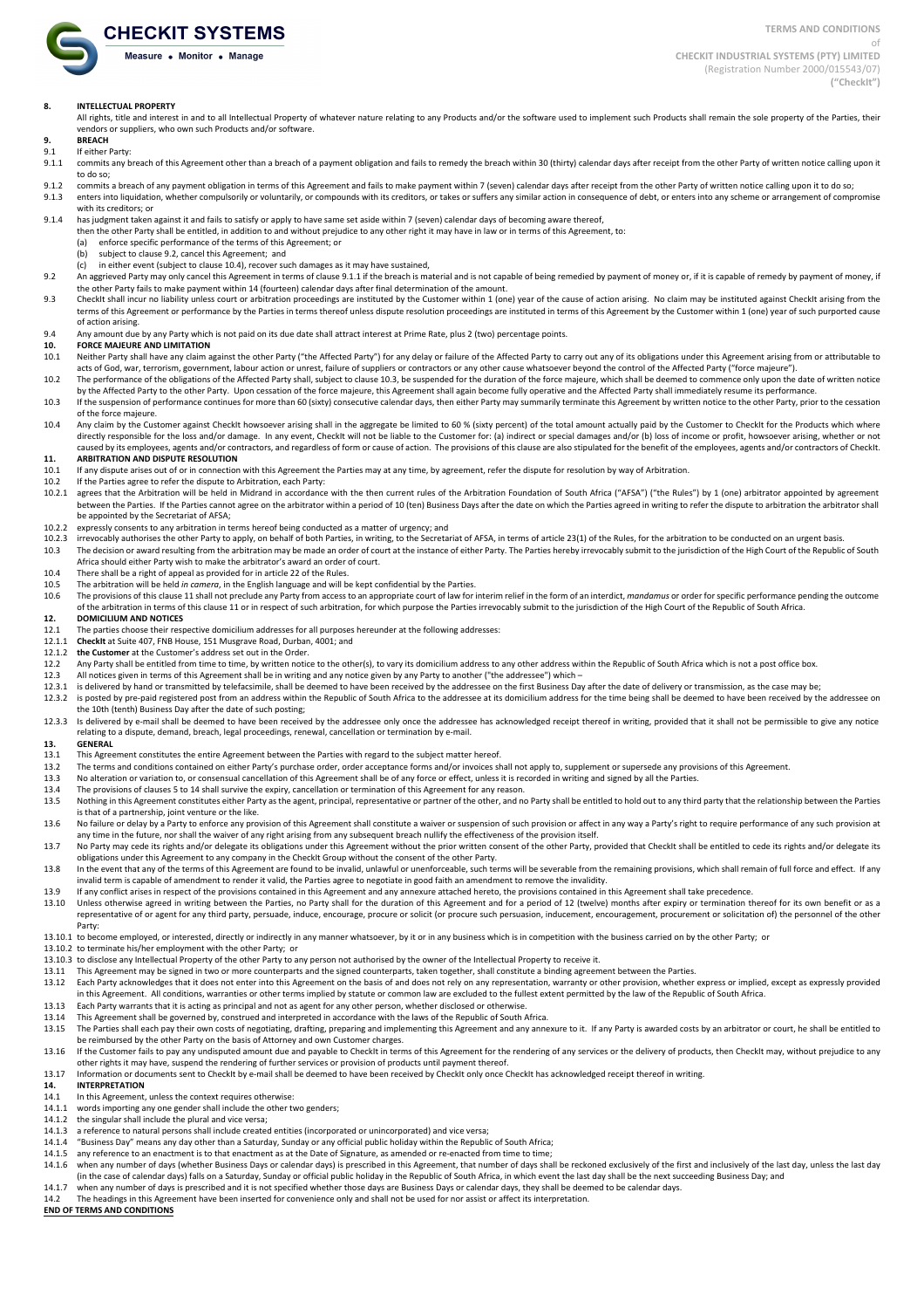**CHECKIT SYSTEMS**
Measure • Monitor • Manage

**TERMS AND CONDITIONS**
of
**CHECKIT INDUSTRIAL SYSTEMS (PTY) LIMITED**
(Registration Number 2000/015543/07)
**("CheckIt")**

**8. INTELLECTUAL PROPERTY**

All rights, title and interest in and to all Intellectual Property of whatever nature relating to any Products and/or the software used to implement such Products shall remain the sole property of the Parties, their vendors or suppliers, who own such Products and/or software.

**9. BREACH**

9.1 If either Party:

9.1.1 commits any breach of this Agreement other than a breach of a payment obligation and fails to remedy the breach within 30 (thirty) calendar days after receipt from the other Party of written notice calling upon it to do so;

9.1.2 commits a breach of any payment obligation in terms of this Agreement and fails to make payment within 7 (seven) calendar days after receipt from the other Party of written notice calling upon it to do so;

9.1.3 enters into liquidation, whether compulsorily or voluntarily, or compounds with its creditors, or takes or suffers any similar action in consequence of debt, or enters into any scheme or arrangement of compromise with its creditors; or

9.1.4 has judgment taken against it and fails to satisfy or apply to have same set aside within 7 (seven) calendar days of becoming aware thereof,

then the other Party shall be entitled, in addition to and without prejudice to any other right it may have in law or in terms of this Agreement, to:

(a) enforce specific performance of the terms of this Agreement; or

(b) subject to clause 9.2, cancel this Agreement; and

(c) in either event (subject to clause 10.4), recover such damages as it may have sustained,

9.2 An aggrieved Party may only cancel this Agreement in terms of clause 9.1.1 if the breach is material and is not capable of being remedied by payment of money or, if it is capable of remedy by payment of money, if the other Party fails to make payment within 14 (fourteen) calendar days after final determination of the amount.

9.3 CheckIt shall incur no liability unless court or arbitration proceedings are instituted by the Customer within 1 (one) year of the cause of action arising. No claim may be instituted against CheckIt arising from the terms of this Agreement or performance by the Parties in terms thereof unless dispute resolution proceedings are instituted in terms of this Agreement by the Customer within 1 (one) year of such purported cause of action arising.

9.4 Any amount due by any Party which is not paid on its due date shall attract interest at Prime Rate, plus 2 (two) percentage points.

**10. FORCE MAJEURE AND LIMITATION**

10.1 Neither Party shall have any claim against the other Party ("the Affected Party") for any delay or failure of the Affected Party to carry out any of its obligations under this Agreement arising from or attributable to acts of God, war, terrorism, government, labour action or unrest, failure of suppliers or contractors or any other cause whatsoever beyond the control of the Affected Party ("force majeure").

10.2 The performance of the obligations of the Affected Party shall, subject to clause 10.3, be suspended for the duration of the force majeure, which shall be deemed to commence only upon the date of written notice by the Affected Party to the other Party. Upon cessation of the force majeure, this Agreement shall again become fully operative and the Affected Party shall immediately resume its performance.

10.3 If the suspension of performance continues for more than 60 (sixty) consecutive calendar days, then either Party may summarily terminate this Agreement by written notice to the other Party, prior to the cessation of the force majeure.

10.4 Any claim by the Customer against CheckIt howsoever arising shall in the aggregate be limited to 60 % (sixty percent) of the total amount actually paid by the Customer to CheckIt for the Products which where directly responsible for the loss and/or damage. In any event, CheckIt will not be liable to the Customer for: (a) indirect or special damages and/or (b) loss of income or profit, howsoever arising, whether or not caused by its employees, agents and/or contractors, and regardless of form or cause of action. The provisions of this clause are also stipulated for the benefit of the employees, agents and/or contractors of CheckIt.

**11. ARBITRATION AND DISPUTE RESOLUTION**

10.1 If any dispute arises out of or in connection with this Agreement the Parties may at any time, by agreement, refer the dispute for resolution by way of Arbitration.

10.2 If the Parties agree to refer the dispute to Arbitration, each Party:

10.2.1 agrees that the Arbitration will be held in Midrand in accordance with the then current rules of the Arbitration Foundation of South Africa ("AFSA") ("the Rules") by 1 (one) arbitrator appointed by agreement between the Parties. If the Parties cannot agree on the arbitrator within a period of 10 (ten) Business Days after the date on which the Parties agreed in writing to refer the dispute to arbitration the arbitrator shall be appointed by the Secretariat of AFSA;

10.2.2 expressly consents to any arbitration in terms hereof being conducted as a matter of urgency; and

10.2.3 irrevocably authorises the other Party to apply, on behalf of both Parties, in writing, to the Secretariat of AFSA, in terms of article 23(1) of the Rules, for the arbitration to be conducted on an urgent basis.

10.3 The decision or award resulting from the arbitration may be made an order of court at the instance of either Party. The Parties hereby irrevocably submit to the jurisdiction of the High Court of the Republic of South Africa should either Party wish to make the arbitrator's award an order of court.

10.4 There shall be a right of appeal as provided for in article 22 of the Rules.

10.5 The arbitration will be held *in camera*, in the English language and will be kept confidential by the Parties.

10.6 The provisions of this clause 11 shall not preclude any Party from access to an appropriate court of law for interim relief in the form of an interdict, *mandamus* or order for specific performance pending the outcome of the arbitration in terms of this clause 11 or in respect of such arbitration, for which purpose the Parties irrevocably submit to the jurisdiction of the High Court of the Republic of South Africa.

**12. DOMICILIUM AND NOTICES**

12.1 The parties choose their respective domicilium addresses for all purposes hereunder at the following addresses:

12.1.1 **CheckIt** at Suite 407, FNB House, 151 Musgrave Road, Durban, 4001; and

12.1.2 **the Customer** at the Customer's address set out in the Order.

12.2 Any Party shall be entitled from time to time, by written notice to the other(s), to vary its domicilium address to any other address within the Republic of South Africa which is not a post office box.

12.3 All notices given in terms of this Agreement shall be in writing and any notice given by any Party to another ("the addressee") which –

12.3.1 is delivered by hand or transmitted by telefacsimile, shall be deemed to have been received by the addressee on the first Business Day after the date of delivery or transmission, as the case may be;

12.3.2 is posted by pre-paid registered post from an address within the Republic of South Africa to the addressee at its domicilium address for the time being shall be deemed to have been received by the addressee on the 10th (tenth) Business Day after the date of such posting;

12.3.3 Is delivered by e-mail shall be deemed to have been received by the addressee only once the addressee has acknowledged receipt thereof in writing, provided that it shall not be permissible to give any notice relating to a dispute, demand, breach, legal proceedings, renewal, cancellation or termination by e-mail.

**13. GENERAL**

13.1 This Agreement constitutes the entire Agreement between the Parties with regard to the subject matter hereof.

13.2 The terms and conditions contained on either Party's purchase order, order acceptance forms and/or invoices shall not apply to, supplement or supersede any provisions of this Agreement.

13.3 No alteration or variation to, or consensual cancellation of this Agreement shall be of any force or effect, unless it is recorded in writing and signed by all the Parties.

13.4 The provisions of clauses 5 to 14 shall survive the expiry, cancellation or termination of this Agreement for any reason.

13.5 Nothing in this Agreement constitutes either Party as the agent, principal, representative or partner of the other, and no Party shall be entitled to hold out to any third party that the relationship between the Parties is that of a partnership, joint venture or the like.

13.6 No failure or delay by a Party to enforce any provision of this Agreement shall constitute a waiver or suspension of such provision or affect in any way a Party's right to require performance of any such provision at any time in the future, nor shall the waiver of any right arising from any subsequent breach nullify the effectiveness of the provision itself.

13.7 No Party may cede its rights and/or delegate its obligations under this Agreement without the prior written consent of the other Party, provided that CheckIt shall be entitled to cede its rights and/or delegate its obligations under this Agreement to any company in the CheckIt Group without the consent of the other Party.

13.8 In the event that any of the terms of this Agreement are found to be invalid, unlawful or unenforceable, such terms will be severable from the remaining provisions, which shall remain of full force and effect. If any invalid term is capable of amendment to render it valid, the Parties agree to negotiate in good faith an amendment to remove the invalidity.

13.9 If any conflict arises in respect of the provisions contained in this Agreement and any annexure attached hereto, the provisions contained in this Agreement shall take precedence.

13.10 Unless otherwise agreed in writing between the Parties, no Party shall for the duration of this Agreement and for a period of 12 (twelve) months after expiry or termination thereof for its own benefit or as a representative of or agent for any third party, persuade, induce, encourage, procure or solicit (or procure such persuasion, inducement, encouragement, procurement or solicitation of) the personnel of the other Party:

13.10.1 to become employed, or interested, directly or indirectly in any manner whatsoever, by it or in any business which is in competition with the business carried on by the other Party; or

13.10.2 to terminate his/her employment with the other Party; or

13.10.3 to disclose any Intellectual Property of the other Party to any person not authorised by the owner of the Intellectual Property to receive it.

13.11 This Agreement may be signed in two or more counterparts and the signed counterparts, taken together, shall constitute a binding agreement between the Parties.

13.12 Each Party acknowledges that it does not enter into this Agreement on the basis of and does not rely on any representation, warranty or other provision, whether express or implied, except as expressly provided in this Agreement. All conditions, warranties or other terms implied by statute or common law are excluded to the fullest extent permitted by the law of the Republic of South Africa.

13.13 Each Party warrants that it is acting as principal and not as agent for any other person, whether disclosed or otherwise.

13.14 This Agreement shall be governed by, construed and interpreted in accordance with the laws of the Republic of South Africa.

13.15 The Parties shall each pay their own costs of negotiating, drafting, preparing and implementing this Agreement and any annexure to it. If any Party is awarded costs by an arbitrator or court, he shall be entitled to be reimbursed by the other Party on the basis of Attorney and own Customer charges.

13.16 If the Customer fails to pay any undisputed amount due and payable to CheckIt in terms of this Agreement for the rendering of any services or the delivery of products, then CheckIt may, without prejudice to any other rights it may have, suspend the rendering of further services or provision of products until payment thereof.

13.17 Information or documents sent to CheckIt by e-mail shall be deemed to have been received by CheckIt only once CheckIt has acknowledged receipt thereof in writing.

**14. INTERPRETATION**

14.1 In this Agreement, unless the context requires otherwise:

14.1.1 words importing any one gender shall include the other two genders;

14.1.2 the singular shall include the plural and vice versa;

14.1.3 a reference to natural persons shall include created entities (incorporated or unincorporated) and vice versa;

14.1.4 "Business Day" means any day other than a Saturday, Sunday or any official public holiday within the Republic of South Africa;

14.1.5 any reference to an enactment is to that enactment as at the Date of Signature, as amended or re-enacted from time to time;

14.1.6 when any number of days (whether Business Days or calendar days) is prescribed in this Agreement, that number of days shall be reckoned exclusively of the first and inclusively of the last day, unless the last day (in the case of calendar days) falls on a Saturday, Sunday or official public holiday in the Republic of South Africa, in which event the last day shall be the next succeeding Business Day; and

14.1.7 when any number of days is prescribed and it is not specified whether those days are Business Days or calendar days, they shall be deemed to be calendar days.

14.2 The headings in this Agreement have been inserted for convenience only and shall not be used for nor assist or affect its interpretation.

**END OF TERMS AND CONDITIONS**